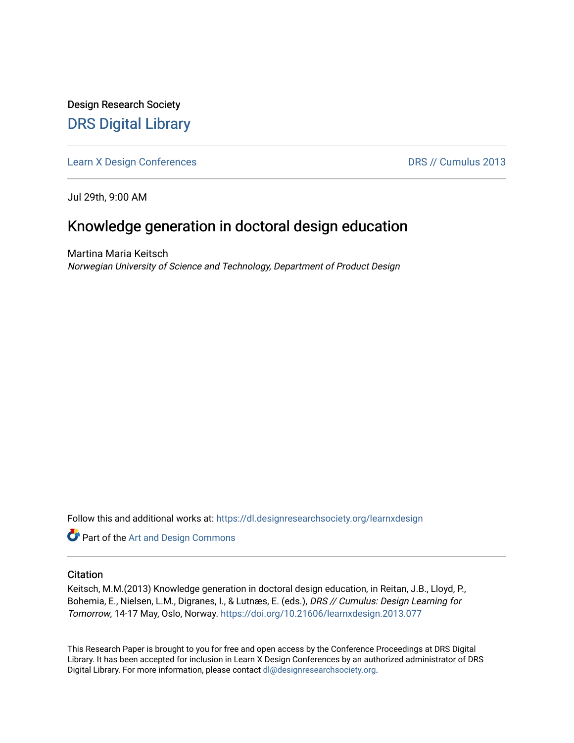Design Research Society

# DRS Digital Library

Learn X Design Conferences

DRS // Cumulus 2013

Jul 29th, 9:00 AM

## Knowledge generation in doctoral design education

Martina Maria Keitsch

*Norwegian University of Science and Technology, Department of Product Design*

Follow this and additional works at: https://dl.designresearchsociety.org/learnxdesign

Part of the Art and Design Commons

### Citation

Keitsch, M.M.(2013) Knowledge generation in doctoral design education, in Reitan, J.B., Lloyd, P., Bohemia, E., Nielsen, L.M., Digranes, I., & Lutnæs, E. (eds.), *DRS // Cumulus: Design Learning for Tomorrow*, 14-17 May, Oslo, Norway. https://doi.org/10.21606/learnxdesign.2013.077

This Research Paper is brought to you for free and open access by the Conference Proceedings at DRS Digital Library. It has been accepted for inclusion in Learn X Design Conferences by an authorized administrator of DRS Digital Library. For more information, please contact dl@designresearchsociety.org.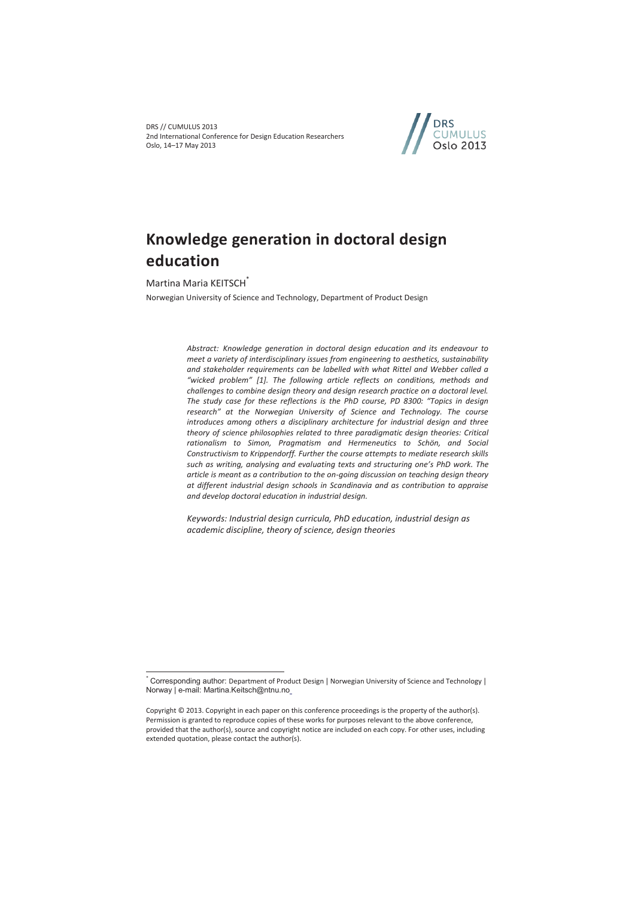# Knowledge generation in doctoral design education

Martina Maria KEITSCH[*]

Norwegian University of Science and Technology, Department of Product Design

*Abstract: Knowledge generation in doctoral design education and its endeavour to meet a variety of interdisciplinary issues from engineering to aesthetics, sustainability and stakeholder requirements can be labelled with what Rittel and Webber called a "wicked problem" [1]. The following article reflects on conditions, methods and challenges to combine design theory and design research practice on a doctoral level. The study case for these reflections is the PhD course, PD 8300: "Topics in design research" at the Norwegian University of Science and Technology. The course introduces among others a disciplinary architecture for industrial design and three theory of science philosophies related to three paradigmatic design theories: Critical rationalism to Simon, Pragmatism and Hermeneutics to Schön, and Social Constructivism to Krippendorff. Further the course attempts to mediate research skills such as writing, analysing and evaluating texts and structuring one's PhD work. The article is meant as a contribution to the on-going discussion on teaching design theory at different industrial design schools in Scandinavia and as contribution to appraise and develop doctoral education in industrial design.*

*Keywords: Industrial design curricula, PhD education, industrial design as academic discipline, theory of science, design theories*

---

[*] Corresponding author: Department of Product Design | Norwegian University of Science and Technology | Norway | e-mail: Martina.Keitsch@ntnu.no

Copyright © 2013. Copyright in each paper on this conference proceedings is the property of the author(s). Permission is granted to reproduce copies of these works for purposes relevant to the above conference, provided that the author(s), source and copyright notice are included on each copy. For other uses, including extended quotation, please contact the author(s).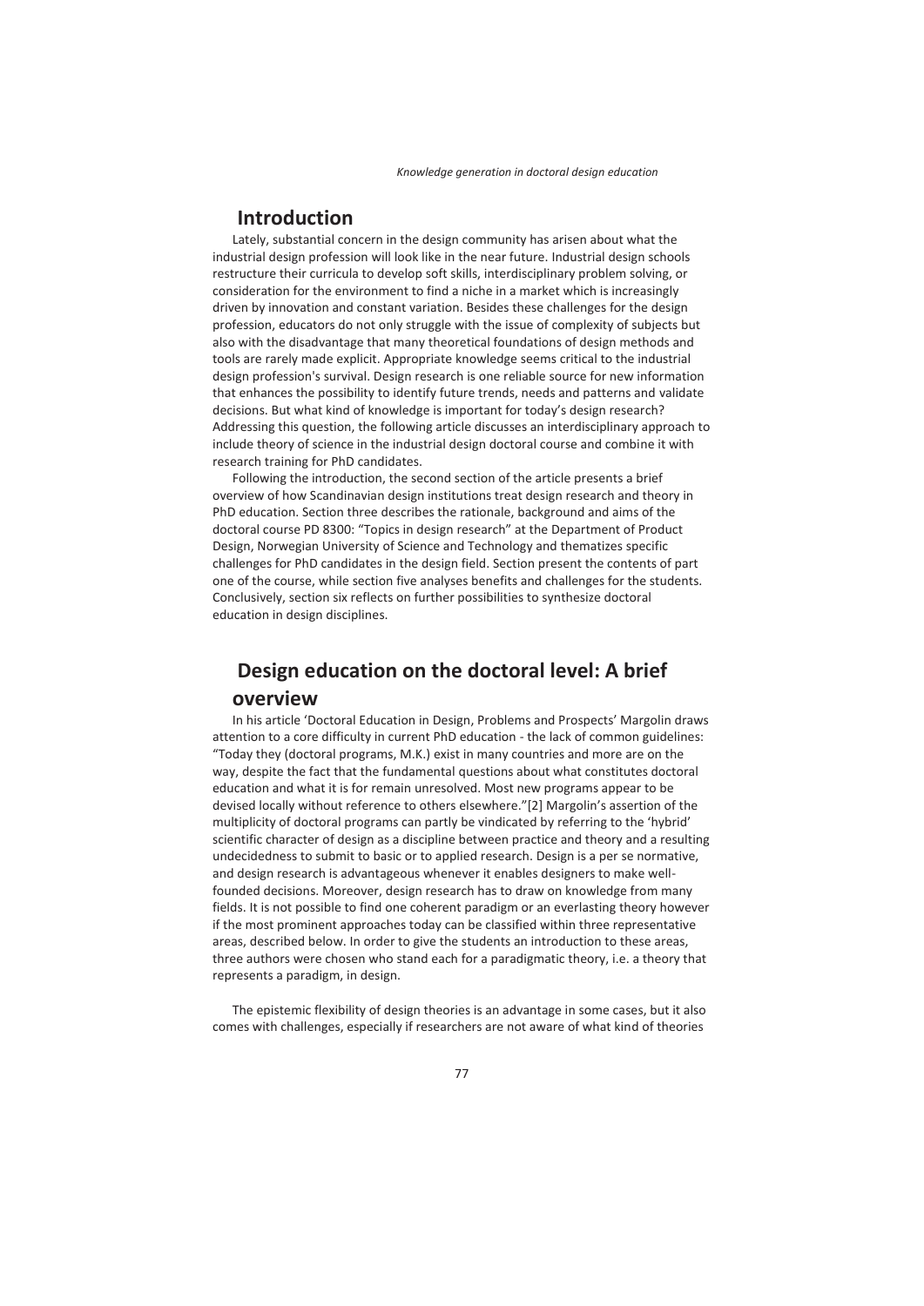## Introduction

Lately, substantial concern in the design community has arisen about what the industrial design profession will look like in the near future. Industrial design schools restructure their curricula to develop soft skills, interdisciplinary problem solving, or consideration for the environment to find a niche in a market which is increasingly driven by innovation and constant variation. Besides these challenges for the design profession, educators do not only struggle with the issue of complexity of subjects but also with the disadvantage that many theoretical foundations of design methods and tools are rarely made explicit. Appropriate knowledge seems critical to the industrial design profession's survival. Design research is one reliable source for new information that enhances the possibility to identify future trends, needs and patterns and validate decisions. But what kind of knowledge is important for today's design research? Addressing this question, the following article discusses an interdisciplinary approach to include theory of science in the industrial design doctoral course and combine it with research training for PhD candidates.

Following the introduction, the second section of the article presents a brief overview of how Scandinavian design institutions treat design research and theory in PhD education. Section three describes the rationale, background and aims of the doctoral course PD 8300: "Topics in design research" at the Department of Product Design, Norwegian University of Science and Technology and thematizes specific challenges for PhD candidates in the design field. Section present the contents of part one of the course, while section five analyses benefits and challenges for the students. Conclusively, section six reflects on further possibilities to synthesize doctoral education in design disciplines.

## Design education on the doctoral level: A brief overview

In his article 'Doctoral Education in Design, Problems and Prospects' Margolin draws attention to a core difficulty in current PhD education - the lack of common guidelines: "Today they (doctoral programs, M.K.) exist in many countries and more are on the way, despite the fact that the fundamental questions about what constitutes doctoral education and what it is for remain unresolved. Most new programs appear to be devised locally without reference to others elsewhere."[2] Margolin's assertion of the multiplicity of doctoral programs can partly be vindicated by referring to the 'hybrid' scientific character of design as a discipline between practice and theory and a resulting undecidedness to submit to basic or to applied research. Design is a per se normative, and design research is advantageous whenever it enables designers to make well-founded decisions. Moreover, design research has to draw on knowledge from many fields. It is not possible to find one coherent paradigm or an everlasting theory however if the most prominent approaches today can be classified within three representative areas, described below. In order to give the students an introduction to these areas, three authors were chosen who stand each for a paradigmatic theory, i.e. a theory that represents a paradigm, in design.

The epistemic flexibility of design theories is an advantage in some cases, but it also comes with challenges, especially if researchers are not aware of what kind of theories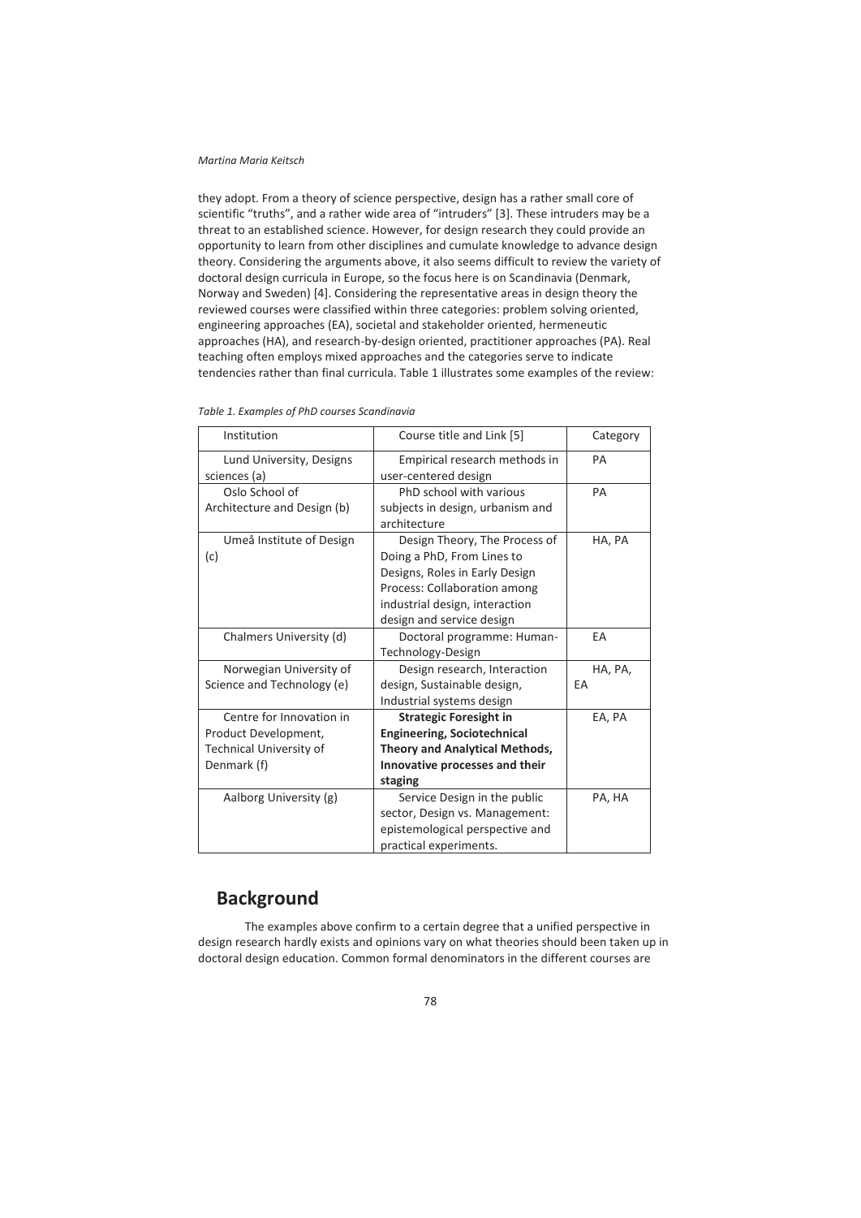they adopt. From a theory of science perspective, design has a rather small core of scientific "truths", and a rather wide area of "intruders" [3]. These intruders may be a threat to an established science. However, for design research they could provide an opportunity to learn from other disciplines and cumulate knowledge to advance design theory. Considering the arguments above, it also seems difficult to review the variety of doctoral design curricula in Europe, so the focus here is on Scandinavia (Denmark, Norway and Sweden) [4]. Considering the representative areas in design theory the reviewed courses were classified within three categories: problem solving oriented, engineering approaches (EA), societal and stakeholder oriented, hermeneutic approaches (HA), and research-by-design oriented, practitioner approaches (PA). Real teaching often employs mixed approaches and the categories serve to indicate tendencies rather than final curricula. Table 1 illustrates some examples of the review:

*Table 1. Examples of PhD courses Scandinavia*

| Institution | Course title and Link [5] | Category |
|---|---|---|
| Lund University, Designs sciences (a) | Empirical research methods in user-centered design | PA |
| Oslo School of Architecture and Design (b) | PhD school with various subjects in design, urbanism and architecture | PA |
| Umeå Institute of Design (c) | Design Theory, The Process of Doing a PhD, From Lines to Designs, Roles in Early Design Process: Collaboration among industrial design, interaction design and service design | HA, PA |
| Chalmers University (d) | Doctoral programme: Human-Technology-Design | EA |
| Norwegian University of Science and Technology (e) | Design research, Interaction design, Sustainable design, Industrial systems design | HA, PA, EA |
| Centre for Innovation in Product Development, Technical University of Denmark (f) | **Strategic Foresight in Engineering, Sociotechnical Theory and Analytical Methods, Innovative processes and their staging** | EA, PA |
| Aalborg University (g) | Service Design in the public sector, Design vs. Management: epistemological perspective and practical experiments. | PA, HA |

## Background

The examples above confirm to a certain degree that a unified perspective in design research hardly exists and opinions vary on what theories should been taken up in doctoral design education. Common formal denominators in the different courses are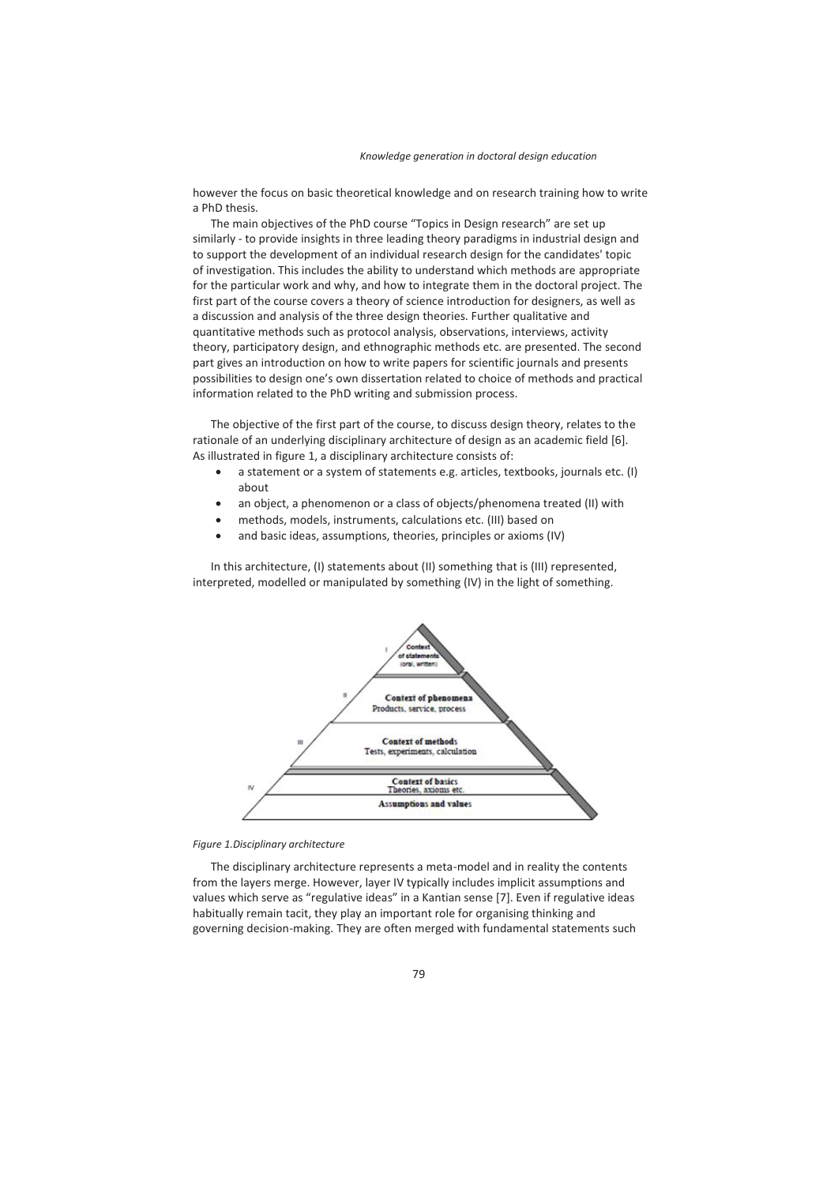however the focus on basic theoretical knowledge and on research training how to write a PhD thesis.

The main objectives of the PhD course "Topics in Design research" are set up similarly - to provide insights in three leading theory paradigms in industrial design and to support the development of an individual research design for the candidates' topic of investigation. This includes the ability to understand which methods are appropriate for the particular work and why, and how to integrate them in the doctoral project. The first part of the course covers a theory of science introduction for designers, as well as a discussion and analysis of the three design theories. Further qualitative and quantitative methods such as protocol analysis, observations, interviews, activity theory, participatory design, and ethnographic methods etc. are presented. The second part gives an introduction on how to write papers for scientific journals and presents possibilities to design one's own dissertation related to choice of methods and practical information related to the PhD writing and submission process.

The objective of the first part of the course, to discuss design theory, relates to the rationale of an underlying disciplinary architecture of design as an academic field [6]. As illustrated in figure 1, a disciplinary architecture consists of:

- a statement or a system of statements e.g. articles, textbooks, journals etc. (I) about
- an object, a phenomenon or a class of objects/phenomena treated (II) with
- methods, models, instruments, calculations etc. (III) based on
- and basic ideas, assumptions, theories, principles or axioms (IV)

In this architecture, (I) statements about (II) something that is (III) represented, interpreted, modelled or manipulated by something (IV) in the light of something.

I Context of statements (oral, written)

II Context of phenomena
Products, service, process

III Context of methods
Tests, experiments, calculation

IV Context of basics
Theories, axioms etc.
Assumptions and values

*Figure 1.Disciplinary architecture*

The disciplinary architecture represents a meta-model and in reality the contents from the layers merge. However, layer IV typically includes implicit assumptions and values which serve as "regulative ideas" in a Kantian sense [7]. Even if regulative ideas habitually remain tacit, they play an important role for organising thinking and governing decision-making. They are often merged with fundamental statements such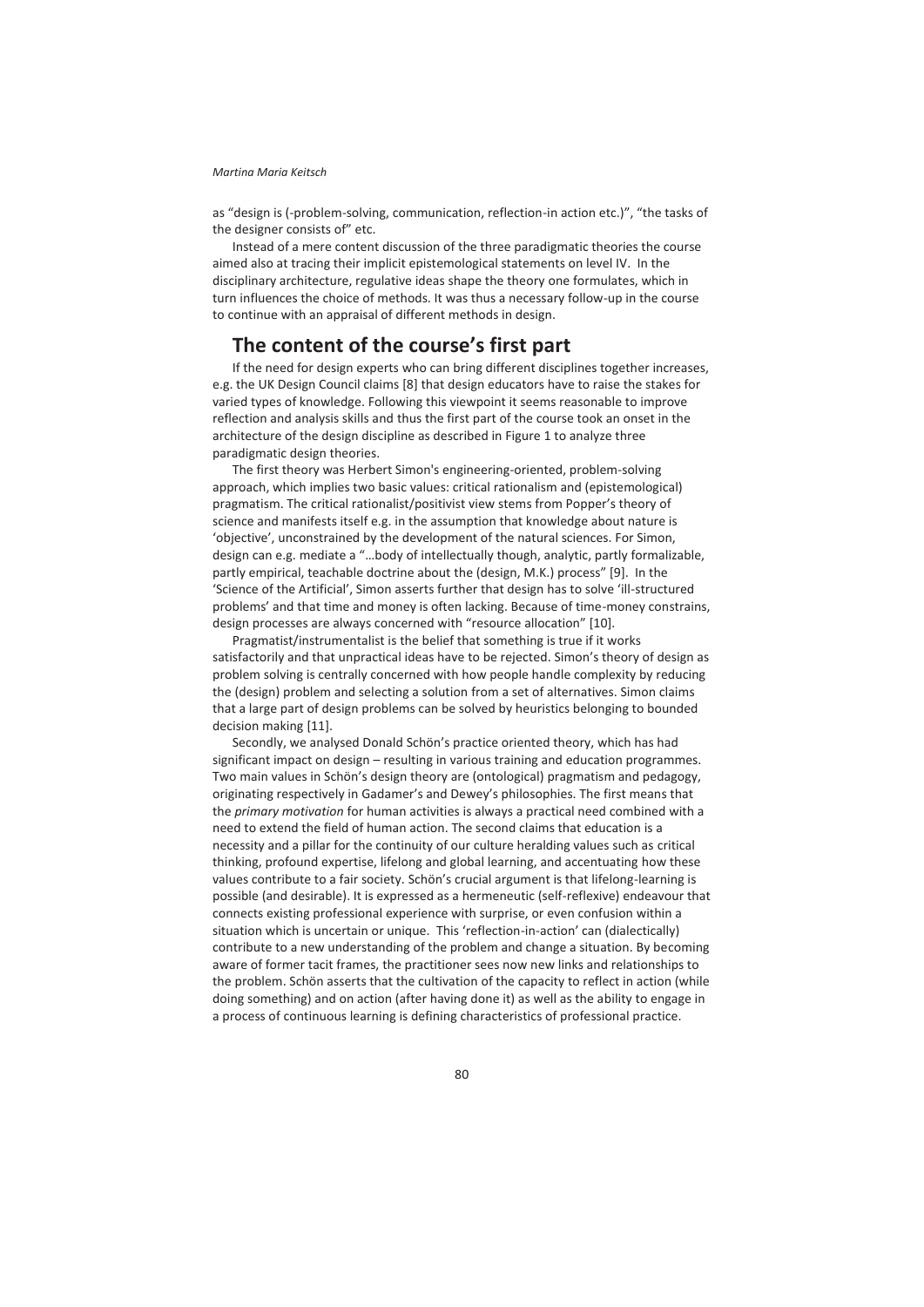as "design is (-problem-solving, communication, reflection-in action etc.)", "the tasks of the designer consists of" etc.

Instead of a mere content discussion of the three paradigmatic theories the course aimed also at tracing their implicit epistemological statements on level IV. In the disciplinary architecture, regulative ideas shape the theory one formulates, which in turn influences the choice of methods. It was thus a necessary follow-up in the course to continue with an appraisal of different methods in design.

## The content of the course's first part

If the need for design experts who can bring different disciplines together increases, e.g. the UK Design Council claims [8] that design educators have to raise the stakes for varied types of knowledge. Following this viewpoint it seems reasonable to improve reflection and analysis skills and thus the first part of the course took an onset in the architecture of the design discipline as described in Figure 1 to analyze three paradigmatic design theories.

The first theory was Herbert Simon's engineering-oriented, problem-solving approach, which implies two basic values: critical rationalism and (epistemological) pragmatism. The critical rationalist/positivist view stems from Popper's theory of science and manifests itself e.g. in the assumption that knowledge about nature is 'objective', unconstrained by the development of the natural sciences. For Simon, design can e.g. mediate a "…body of intellectually though, analytic, partly formalizable, partly empirical, teachable doctrine about the (design, M.K.) process" [9]. In the 'Science of the Artificial', Simon asserts further that design has to solve 'ill-structured problems' and that time and money is often lacking. Because of time-money constrains, design processes are always concerned with "resource allocation" [10].

Pragmatist/instrumentalist is the belief that something is true if it works satisfactorily and that unpractical ideas have to be rejected. Simon's theory of design as problem solving is centrally concerned with how people handle complexity by reducing the (design) problem and selecting a solution from a set of alternatives. Simon claims that a large part of design problems can be solved by heuristics belonging to bounded decision making [11].

Secondly, we analysed Donald Schön's practice oriented theory, which has had significant impact on design – resulting in various training and education programmes. Two main values in Schön's design theory are (ontological) pragmatism and pedagogy, originating respectively in Gadamer's and Dewey's philosophies. The first means that the *primary motivation* for human activities is always a practical need combined with a need to extend the field of human action. The second claims that education is a necessity and a pillar for the continuity of our culture heralding values such as critical thinking, profound expertise, lifelong and global learning, and accentuating how these values contribute to a fair society. Schön's crucial argument is that lifelong-learning is possible (and desirable). It is expressed as a hermeneutic (self-reflexive) endeavour that connects existing professional experience with surprise, or even confusion within a situation which is uncertain or unique. This 'reflection-in-action' can (dialectically) contribute to a new understanding of the problem and change a situation. By becoming aware of former tacit frames, the practitioner sees now new links and relationships to the problem. Schön asserts that the cultivation of the capacity to reflect in action (while doing something) and on action (after having done it) as well as the ability to engage in a process of continuous learning is defining characteristics of professional practice.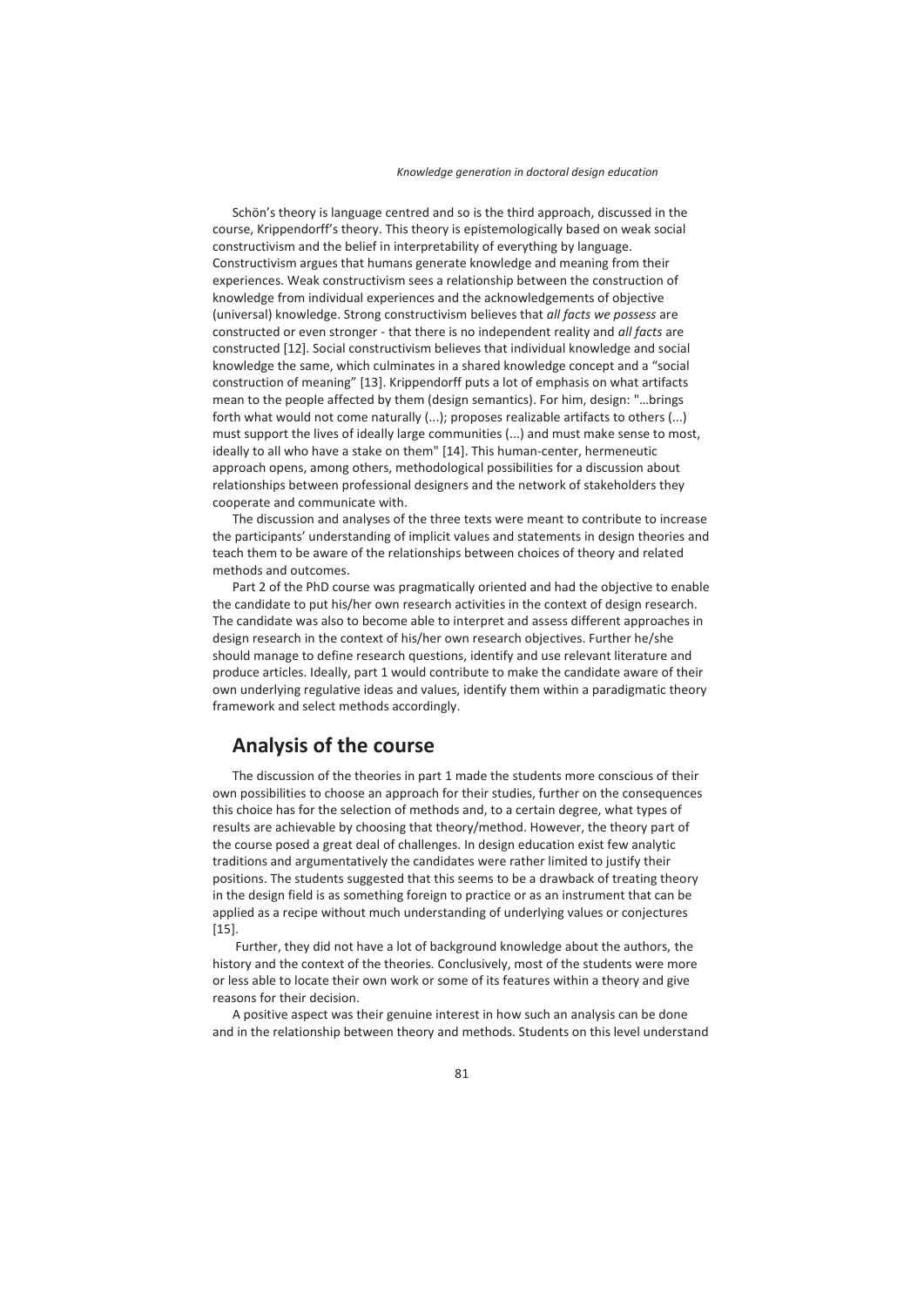Schön's theory is language centred and so is the third approach, discussed in the course, Krippendorff's theory. This theory is epistemologically based on weak social constructivism and the belief in interpretability of everything by language. Constructivism argues that humans generate knowledge and meaning from their experiences. Weak constructivism sees a relationship between the construction of knowledge from individual experiences and the acknowledgements of objective (universal) knowledge. Strong constructivism believes that *all facts we possess* are constructed or even stronger - that there is no independent reality and *all facts* are constructed [12]. Social constructivism believes that individual knowledge and social knowledge the same, which culminates in a shared knowledge concept and a "social construction of meaning" [13]. Krippendorff puts a lot of emphasis on what artifacts mean to the people affected by them (design semantics). For him, design: "…brings forth what would not come naturally (...); proposes realizable artifacts to others (...) must support the lives of ideally large communities (...) and must make sense to most, ideally to all who have a stake on them" [14]. This human-center, hermeneutic approach opens, among others, methodological possibilities for a discussion about relationships between professional designers and the network of stakeholders they cooperate and communicate with.

The discussion and analyses of the three texts were meant to contribute to increase the participants' understanding of implicit values and statements in design theories and teach them to be aware of the relationships between choices of theory and related methods and outcomes.

Part 2 of the PhD course was pragmatically oriented and had the objective to enable the candidate to put his/her own research activities in the context of design research. The candidate was also to become able to interpret and assess different approaches in design research in the context of his/her own research objectives. Further he/she should manage to define research questions, identify and use relevant literature and produce articles. Ideally, part 1 would contribute to make the candidate aware of their own underlying regulative ideas and values, identify them within a paradigmatic theory framework and select methods accordingly.

## Analysis of the course

The discussion of the theories in part 1 made the students more conscious of their own possibilities to choose an approach for their studies, further on the consequences this choice has for the selection of methods and, to a certain degree, what types of results are achievable by choosing that theory/method. However, the theory part of the course posed a great deal of challenges. In design education exist few analytic traditions and argumentatively the candidates were rather limited to justify their positions. The students suggested that this seems to be a drawback of treating theory in the design field is as something foreign to practice or as an instrument that can be applied as a recipe without much understanding of underlying values or conjectures [15].

Further, they did not have a lot of background knowledge about the authors, the history and the context of the theories. Conclusively, most of the students were more or less able to locate their own work or some of its features within a theory and give reasons for their decision.

A positive aspect was their genuine interest in how such an analysis can be done and in the relationship between theory and methods. Students on this level understand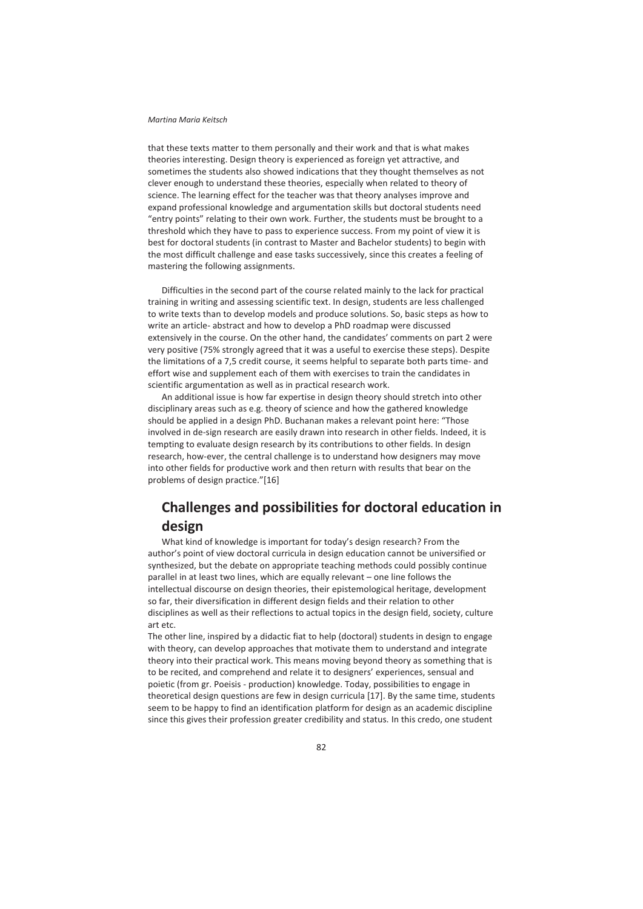that these texts matter to them personally and their work and that is what makes theories interesting. Design theory is experienced as foreign yet attractive, and sometimes the students also showed indications that they thought themselves as not clever enough to understand these theories, especially when related to theory of science. The learning effect for the teacher was that theory analyses improve and expand professional knowledge and argumentation skills but doctoral students need "entry points" relating to their own work. Further, the students must be brought to a threshold which they have to pass to experience success. From my point of view it is best for doctoral students (in contrast to Master and Bachelor students) to begin with the most difficult challenge and ease tasks successively, since this creates a feeling of mastering the following assignments.

Difficulties in the second part of the course related mainly to the lack for practical training in writing and assessing scientific text. In design, students are less challenged to write texts than to develop models and produce solutions. So, basic steps as how to write an article- abstract and how to develop a PhD roadmap were discussed extensively in the course. On the other hand, the candidates' comments on part 2 were very positive (75% strongly agreed that it was a useful to exercise these steps). Despite the limitations of a 7,5 credit course, it seems helpful to separate both parts time- and effort wise and supplement each of them with exercises to train the candidates in scientific argumentation as well as in practical research work.

An additional issue is how far expertise in design theory should stretch into other disciplinary areas such as e.g. theory of science and how the gathered knowledge should be applied in a design PhD. Buchanan makes a relevant point here: "Those involved in de-sign research are easily drawn into research in other fields. Indeed, it is tempting to evaluate design research by its contributions to other fields. In design research, how-ever, the central challenge is to understand how designers may move into other fields for productive work and then return with results that bear on the problems of design practice."[16]

## Challenges and possibilities for doctoral education in design

What kind of knowledge is important for today's design research? From the author's point of view doctoral curricula in design education cannot be universified or synthesized, but the debate on appropriate teaching methods could possibly continue parallel in at least two lines, which are equally relevant – one line follows the intellectual discourse on design theories, their epistemological heritage, development so far, their diversification in different design fields and their relation to other disciplines as well as their reflections to actual topics in the design field, society, culture art etc.

The other line, inspired by a didactic fiat to help (doctoral) students in design to engage with theory, can develop approaches that motivate them to understand and integrate theory into their practical work. This means moving beyond theory as something that is to be recited, and comprehend and relate it to designers' experiences, sensual and poietic (from gr. Poeisis - production) knowledge. Today, possibilities to engage in theoretical design questions are few in design curricula [17]. By the same time, students seem to be happy to find an identification platform for design as an academic discipline since this gives their profession greater credibility and status. In this credo, one student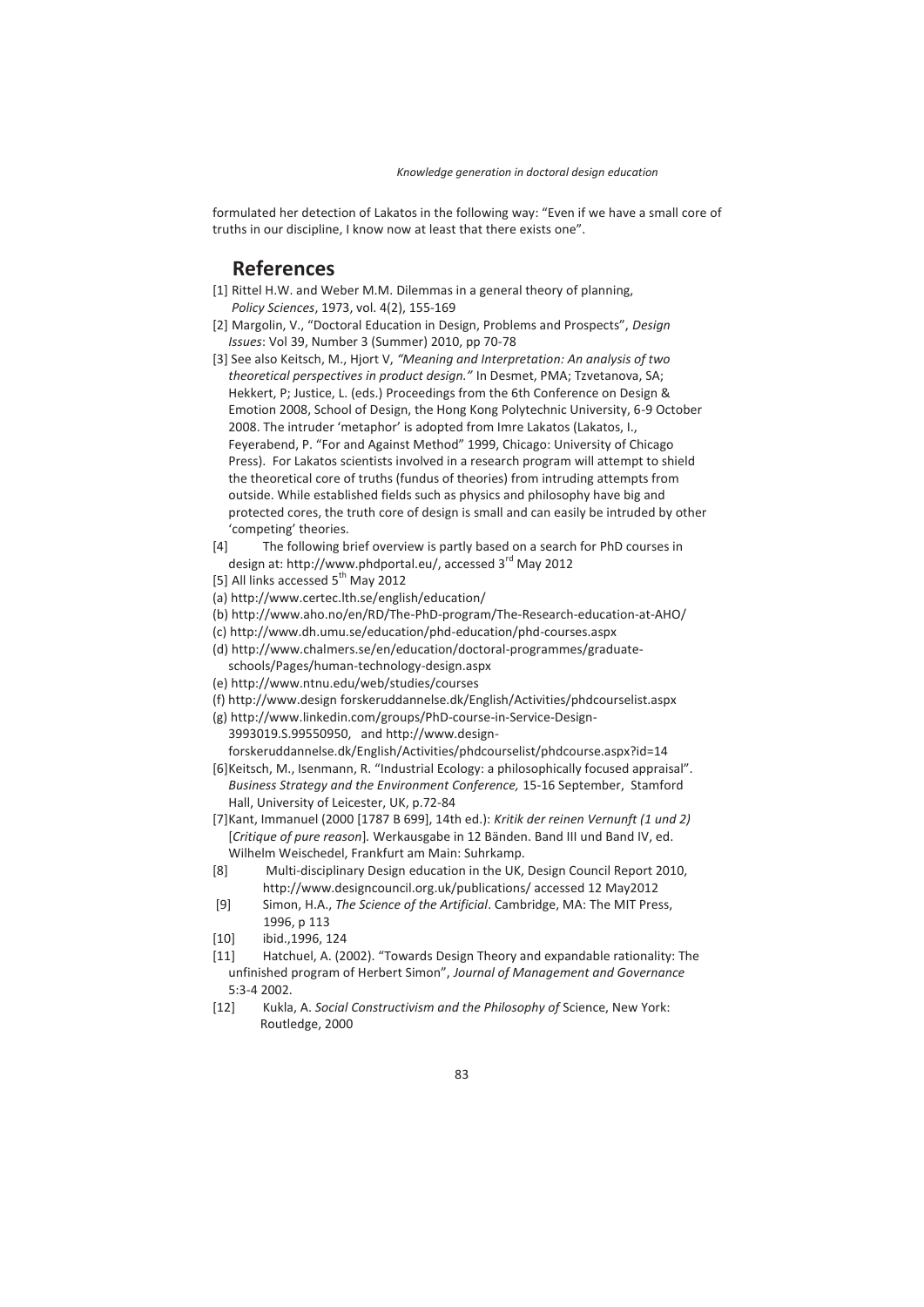formulated her detection of Lakatos in the following way: "Even if we have a small core of truths in our discipline, I know now at least that there exists one".

## References

[1] Rittel H.W. and Weber M.M. Dilemmas in a general theory of planning, *Policy Sciences*, 1973, vol. 4(2), 155-169

[2] Margolin, V., "Doctoral Education in Design, Problems and Prospects", *Design Issues*: Vol 39, Number 3 (Summer) 2010, pp 70-78

[3] See also Keitsch, M., Hjort V, *"Meaning and Interpretation: An analysis of two theoretical perspectives in product design."* In Desmet, PMA; Tzvetanova, SA; Hekkert, P; Justice, L. (eds.) Proceedings from the 6th Conference on Design & Emotion 2008, School of Design, the Hong Kong Polytechnic University, 6-9 October 2008. The intruder 'metaphor' is adopted from Imre Lakatos (Lakatos, I., Feyerabend, P. "For and Against Method" 1999, Chicago: University of Chicago Press). For Lakatos scientists involved in a research program will attempt to shield the theoretical core of truths (fundus of theories) from intruding attempts from outside. While established fields such as physics and philosophy have big and protected cores, the truth core of design is small and can easily be intruded by other 'competing' theories.

[4] The following brief overview is partly based on a search for PhD courses in design at: http://www.phdportal.eu/, accessed 3rd May 2012

[5] All links accessed 5th May 2012

(a) http://www.certec.lth.se/english/education/

(b) http://www.aho.no/en/RD/The-PhD-program/The-Research-education-at-AHO/

(c) http://www.dh.umu.se/education/phd-education/phd-courses.aspx

(d) http://www.chalmers.se/en/education/doctoral-programmes/graduate-schools/Pages/human-technology-design.aspx

(e) http://www.ntnu.edu/web/studies/courses

(f) http://www.design forskeruddannelse.dk/English/Activities/phdcourselist.aspx

(g) http://www.linkedin.com/groups/PhD-course-in-Service-Design-3993019.S.99550950, and http://www.design-forskeruddannelse.dk/English/Activities/phdcourselist/phdcourse.aspx?id=14

[6] Keitsch, M., Isenmann, R. "Industrial Ecology: a philosophically focused appraisal". *Business Strategy and the Environment Conference,* 15-16 September, Stamford Hall, University of Leicester, UK, p.72-84

[7] Kant, Immanuel (2000 [1787 B 699], 14th ed.): *Kritik der reinen Vernunft (1 und 2)* [*Critique of pure reason*]*.* Werkausgabe in 12 Bänden. Band III und Band IV, ed. Wilhelm Weischedel, Frankfurt am Main: Suhrkamp.

[8] Multi-disciplinary Design education in the UK, Design Council Report 2010, http://www.designcouncil.org.uk/publications/ accessed 12 May2012

[9] Simon, H.A., *The Science of the Artificial*. Cambridge, MA: The MIT Press, 1996, p 113

[10] ibid.,1996, 124

[11] Hatchuel, A. (2002). "Towards Design Theory and expandable rationality: The unfinished program of Herbert Simon", *Journal of Management and Governance* 5:3-4 2002.

[12] Kukla, A. *Social Constructivism and the Philosophy of* Science, New York: Routledge, 2000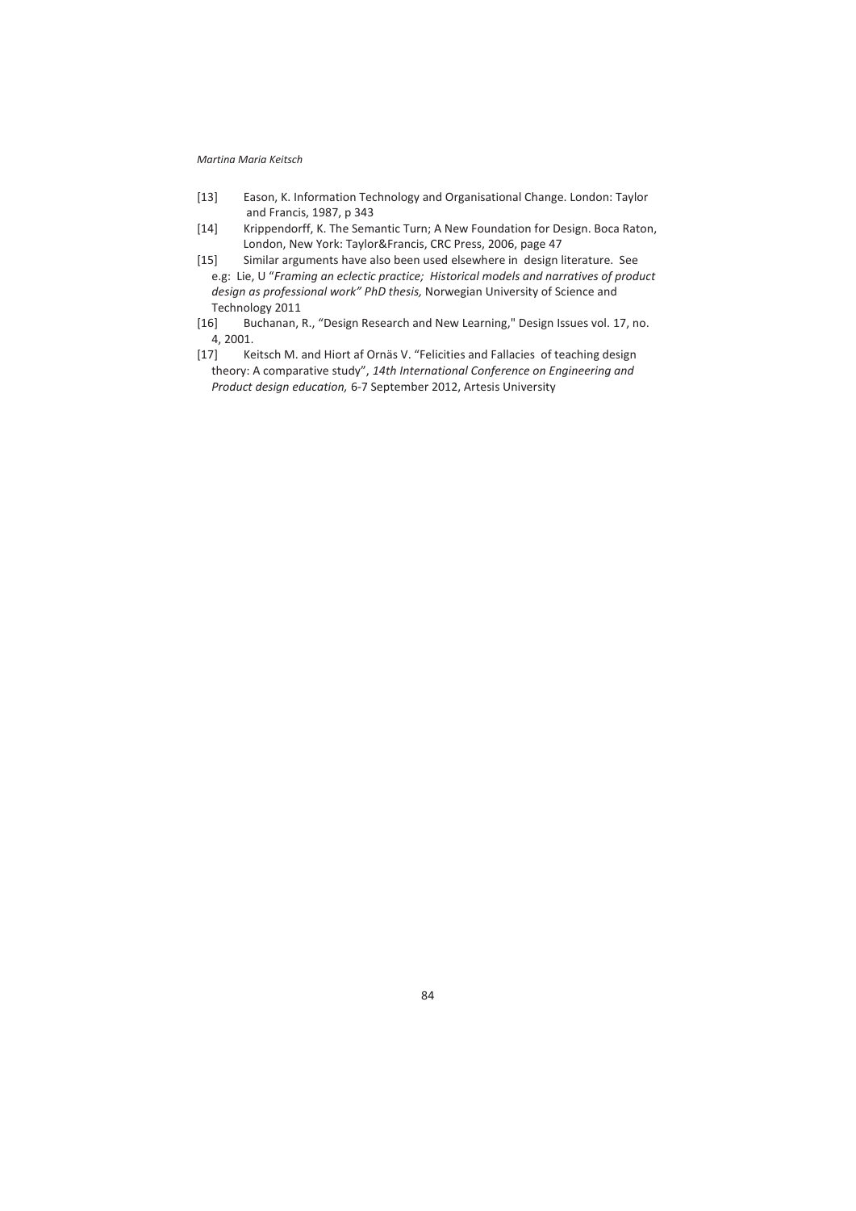[13] Eason, K. Information Technology and Organisational Change. London: Taylor and Francis, 1987, p 343

[14] Krippendorff, K. The Semantic Turn; A New Foundation for Design. Boca Raton, London, New York: Taylor&Francis, CRC Press, 2006, page 47

[15] Similar arguments have also been used elsewhere in design literature. See e.g: Lie, U "*Framing an eclectic practice; Historical models and narratives of product design as professional work" PhD thesis,* Norwegian University of Science and Technology 2011

[16] Buchanan, R., "Design Research and New Learning," Design Issues vol. 17, no. 4, 2001.

[17] Keitsch M. and Hiort af Ornäs V. "Felicities and Fallacies of teaching design theory: A comparative study", *14th International Conference on Engineering and Product design education,* 6-7 September 2012, Artesis University